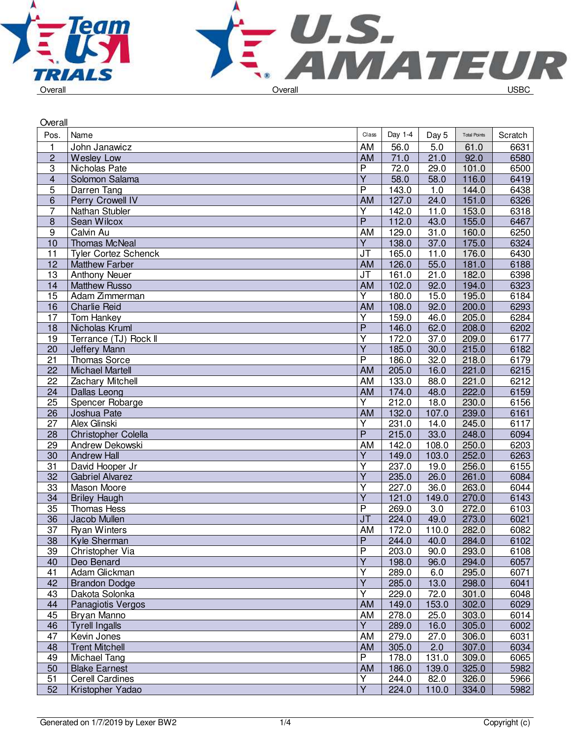Overall Overall USBC

## Overall

| Pos. | Name | Class | Day 1-4 | Day 5 | Total Points | Scratch |
|---|---|---|---|---|---|---|
| 1 | John Janawicz | AM | 56.0 | 5.0 | 61.0 | 6631 |
| 2 | Wesley Low | AM | 71.0 | 21.0 | 92.0 | 6580 |
| 3 | Nicholas Pate | P | 72.0 | 29.0 | 101.0 | 6500 |
| 4 | Solomon Salama | Y | 58.0 | 58.0 | 116.0 | 6419 |
| 5 | Darren Tang | P | 143.0 | 1.0 | 144.0 | 6438 |
| 6 | Perry Crowell IV | AM | 127.0 | 24.0 | 151.0 | 6326 |
| 7 | Nathan Stubler | Y | 142.0 | 11.0 | 153.0 | 6318 |
| 8 | Sean Wilcox | P | 112.0 | 43.0 | 155.0 | 6467 |
| 9 | Calvin Au | AM | 129.0 | 31.0 | 160.0 | 6250 |
| 10 | Thomas McNeal | Y | 138.0 | 37.0 | 175.0 | 6324 |
| 11 | Tyler Cortez Schenck | JT | 165.0 | 11.0 | 176.0 | 6430 |
| 12 | Matthew Farber | AM | 126.0 | 55.0 | 181.0 | 6188 |
| 13 | Anthony Neuer | JT | 161.0 | 21.0 | 182.0 | 6398 |
| 14 | Matthew Russo | AM | 102.0 | 92.0 | 194.0 | 6323 |
| 15 | Adam Zimmerman | Y | 180.0 | 15.0 | 195.0 | 6184 |
| 16 | Charlie Reid | AM | 108.0 | 92.0 | 200.0 | 6293 |
| 17 | Tom Hankey | Y | 159.0 | 46.0 | 205.0 | 6284 |
| 18 | Nicholas Kruml | P | 146.0 | 62.0 | 208.0 | 6202 |
| 19 | Terrance (TJ) Rock II | Y | 172.0 | 37.0 | 209.0 | 6177 |
| 20 | Jeffery Mann | Y | 185.0 | 30.0 | 215.0 | 6182 |
| 21 | Thomas Sorce | P | 186.0 | 32.0 | 218.0 | 6179 |
| 22 | Michael Martell | AM | 205.0 | 16.0 | 221.0 | 6215 |
| 22 | Zachary Mitchell | AM | 133.0 | 88.0 | 221.0 | 6212 |
| 24 | Dallas Leong | AM | 174.0 | 48.0 | 222.0 | 6159 |
| 25 | Spencer Robarge | Y | 212.0 | 18.0 | 230.0 | 6156 |
| 26 | Joshua Pate | AM | 132.0 | 107.0 | 239.0 | 6161 |
| 27 | Alex Glinski | Y | 231.0 | 14.0 | 245.0 | 6117 |
| 28 | Christopher Colella | P | 215.0 | 33.0 | 248.0 | 6094 |
| 29 | Andrew Dekowski | AM | 142.0 | 108.0 | 250.0 | 6203 |
| 30 | Andrew Hall | Y | 149.0 | 103.0 | 252.0 | 6263 |
| 31 | David Hooper Jr | Y | 237.0 | 19.0 | 256.0 | 6155 |
| 32 | Gabriel Alvarez | Y | 235.0 | 26.0 | 261.0 | 6084 |
| 33 | Mason Moore | Y | 227.0 | 36.0 | 263.0 | 6044 |
| 34 | Briley Haugh | Y | 121.0 | 149.0 | 270.0 | 6143 |
| 35 | Thomas Hess | P | 269.0 | 3.0 | 272.0 | 6103 |
| 36 | Jacob Mullen | JT | 224.0 | 49.0 | 273.0 | 6021 |
| 37 | Ryan Winters | AM | 172.0 | 110.0 | 282.0 | 6082 |
| 38 | Kyle Sherman | P | 244.0 | 40.0 | 284.0 | 6102 |
| 39 | Christopher Via | P | 203.0 | 90.0 | 293.0 | 6108 |
| 40 | Deo Benard | Y | 198.0 | 96.0 | 294.0 | 6057 |
| 41 | Adam Glickman | Y | 289.0 | 6.0 | 295.0 | 6071 |
| 42 | Brandon Dodge | Y | 285.0 | 13.0 | 298.0 | 6041 |
| 43 | Dakota Solonka | Y | 229.0 | 72.0 | 301.0 | 6048 |
| 44 | Panagiotis Vergos | AM | 149.0 | 153.0 | 302.0 | 6029 |
| 45 | Bryan Manno | AM | 278.0 | 25.0 | 303.0 | 6014 |
| 46 | Tyrell Ingalls | Y | 289.0 | 16.0 | 305.0 | 6002 |
| 47 | Kevin Jones | AM | 279.0 | 27.0 | 306.0 | 6031 |
| 48 | Trent Mitchell | AM | 305.0 | 2.0 | 307.0 | 6034 |
| 49 | Michael Tang | P | 178.0 | 131.0 | 309.0 | 6065 |
| 50 | Blake Earnest | AM | 186.0 | 139.0 | 325.0 | 5982 |
| 51 | Cerell Cardines | Y | 244.0 | 82.0 | 326.0 | 5966 |
| 52 | Kristopher Yadao | Y | 224.0 | 110.0 | 334.0 | 5982 |

Generated on 1/7/2019 by Lexer BW2 Copyright (c)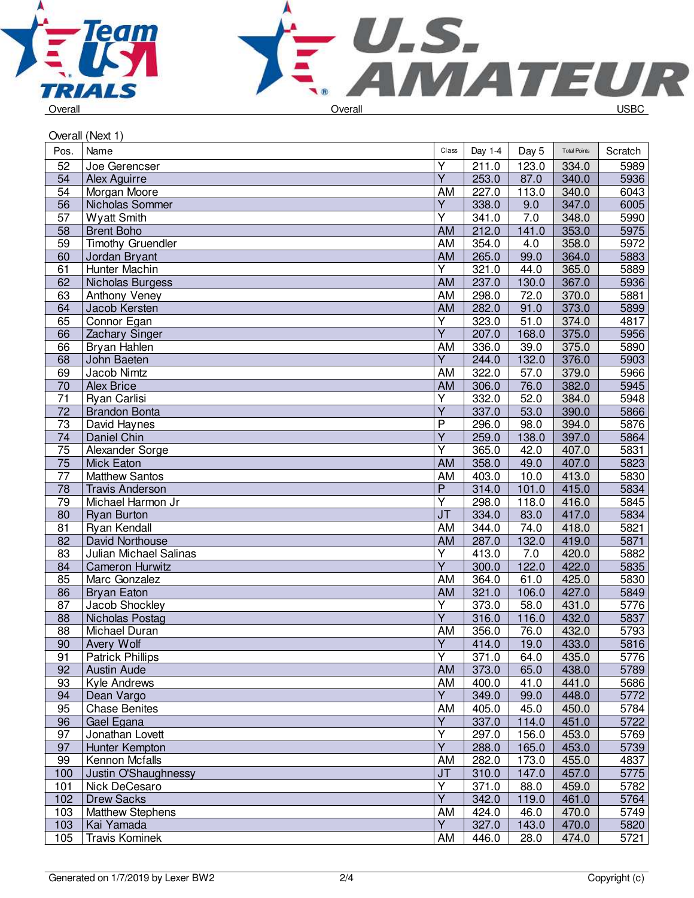Overall — Overall — USBC

Overall (Next 1)

| Pos. | Name | Class | Day 1-4 | Day 5 | Total Points | Scratch |
|---|---|---|---|---|---|---|
| 52 | Joe Gerencser | Y | 211.0 | 123.0 | 334.0 | 5989 |
| 54 | Alex Aguirre | Y | 253.0 | 87.0 | 340.0 | 5936 |
| 54 | Morgan Moore | AM | 227.0 | 113.0 | 340.0 | 6043 |
| 56 | Nicholas Sommer | Y | 338.0 | 9.0 | 347.0 | 6005 |
| 57 | Wyatt Smith | Y | 341.0 | 7.0 | 348.0 | 5990 |
| 58 | Brent Boho | AM | 212.0 | 141.0 | 353.0 | 5975 |
| 59 | Timothy Gruendler | AM | 354.0 | 4.0 | 358.0 | 5972 |
| 60 | Jordan Bryant | AM | 265.0 | 99.0 | 364.0 | 5883 |
| 61 | Hunter Machin | Y | 321.0 | 44.0 | 365.0 | 5889 |
| 62 | Nicholas Burgess | AM | 237.0 | 130.0 | 367.0 | 5936 |
| 63 | Anthony Veney | AM | 298.0 | 72.0 | 370.0 | 5881 |
| 64 | Jacob Kersten | AM | 282.0 | 91.0 | 373.0 | 5899 |
| 65 | Connor Egan | Y | 323.0 | 51.0 | 374.0 | 4817 |
| 66 | Zachary Singer | Y | 207.0 | 168.0 | 375.0 | 5956 |
| 66 | Bryan Hahlen | AM | 336.0 | 39.0 | 375.0 | 5890 |
| 68 | John Baeten | Y | 244.0 | 132.0 | 376.0 | 5903 |
| 69 | Jacob Nimtz | AM | 322.0 | 57.0 | 379.0 | 5966 |
| 70 | Alex Brice | AM | 306.0 | 76.0 | 382.0 | 5945 |
| 71 | Ryan Carlisi | Y | 332.0 | 52.0 | 384.0 | 5948 |
| 72 | Brandon Bonta | Y | 337.0 | 53.0 | 390.0 | 5866 |
| 73 | David Haynes | P | 296.0 | 98.0 | 394.0 | 5876 |
| 74 | Daniel Chin | Y | 259.0 | 138.0 | 397.0 | 5864 |
| 75 | Alexander Sorge | Y | 365.0 | 42.0 | 407.0 | 5831 |
| 75 | Mick Eaton | AM | 358.0 | 49.0 | 407.0 | 5823 |
| 77 | Matthew Santos | AM | 403.0 | 10.0 | 413.0 | 5830 |
| 78 | Travis Anderson | P | 314.0 | 101.0 | 415.0 | 5834 |
| 79 | Michael Harmon Jr | Y | 298.0 | 118.0 | 416.0 | 5845 |
| 80 | Ryan Burton | JT | 334.0 | 83.0 | 417.0 | 5834 |
| 81 | Ryan Kendall | AM | 344.0 | 74.0 | 418.0 | 5821 |
| 82 | David Northouse | AM | 287.0 | 132.0 | 419.0 | 5871 |
| 83 | Julian Michael Salinas | Y | 413.0 | 7.0 | 420.0 | 5882 |
| 84 | Cameron Hurwitz | Y | 300.0 | 122.0 | 422.0 | 5835 |
| 85 | Marc Gonzalez | AM | 364.0 | 61.0 | 425.0 | 5830 |
| 86 | Bryan Eaton | AM | 321.0 | 106.0 | 427.0 | 5849 |
| 87 | Jacob Shockley | Y | 373.0 | 58.0 | 431.0 | 5776 |
| 88 | Nicholas Postag | Y | 316.0 | 116.0 | 432.0 | 5837 |
| 88 | Michael Duran | AM | 356.0 | 76.0 | 432.0 | 5793 |
| 90 | Avery Wolf | Y | 414.0 | 19.0 | 433.0 | 5816 |
| 91 | Patrick Phillips | Y | 371.0 | 64.0 | 435.0 | 5776 |
| 92 | Austin Aude | AM | 373.0 | 65.0 | 438.0 | 5789 |
| 93 | Kyle Andrews | AM | 400.0 | 41.0 | 441.0 | 5686 |
| 94 | Dean Vargo | Y | 349.0 | 99.0 | 448.0 | 5772 |
| 95 | Chase Benites | AM | 405.0 | 45.0 | 450.0 | 5784 |
| 96 | Gael Egana | Y | 337.0 | 114.0 | 451.0 | 5722 |
| 97 | Jonathan Lovett | Y | 297.0 | 156.0 | 453.0 | 5769 |
| 97 | Hunter Kempton | Y | 288.0 | 165.0 | 453.0 | 5739 |
| 99 | Kennon Mcfalls | AM | 282.0 | 173.0 | 455.0 | 4837 |
| 100 | Justin O'Shaughnessy | JT | 310.0 | 147.0 | 457.0 | 5775 |
| 101 | Nick DeCesaro | Y | 371.0 | 88.0 | 459.0 | 5782 |
| 102 | Drew Sacks | Y | 342.0 | 119.0 | 461.0 | 5764 |
| 103 | Matthew Stephens | AM | 424.0 | 46.0 | 470.0 | 5749 |
| 103 | Kai Yamada | Y | 327.0 | 143.0 | 470.0 | 5820 |
| 105 | Travis Kominek | AM | 446.0 | 28.0 | 474.0 | 5721 |

Generated on 1/7/2019 by Lexer BW2 — Copyright (c)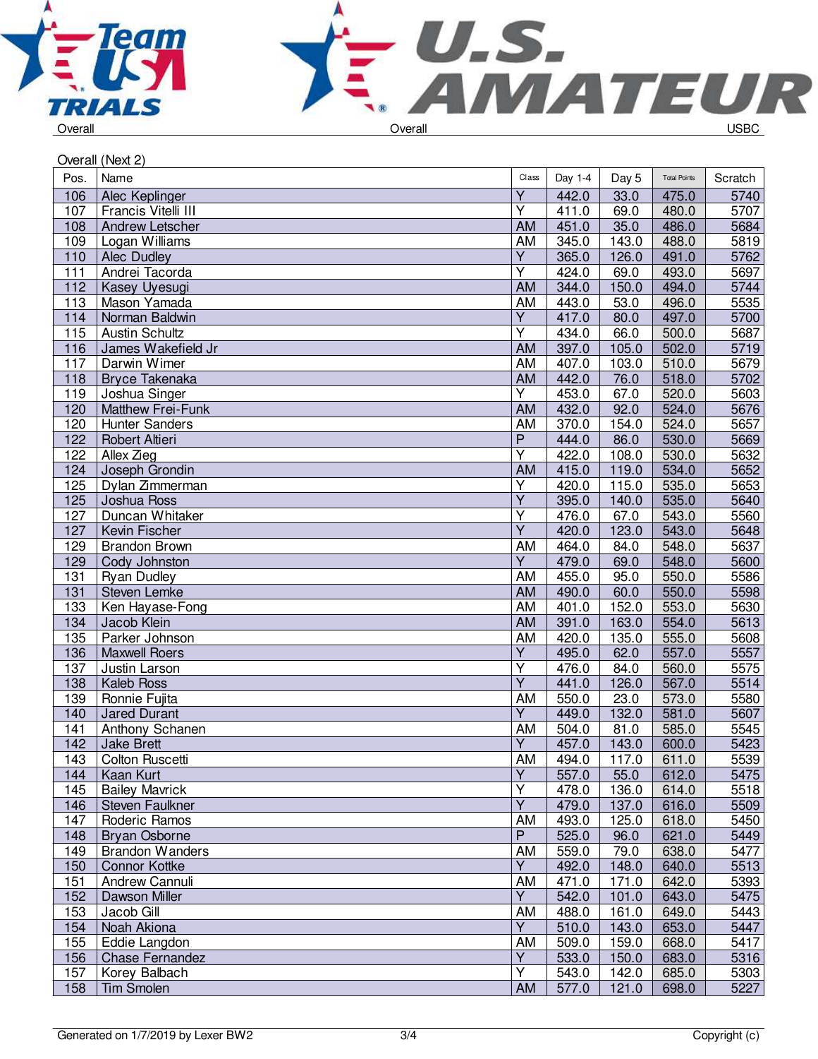Overall | Overall | USBC

Overall (Next 2)

| Pos. | Name | Class | Day 1-4 | Day 5 | Total Points | Scratch |
|---|---|---|---|---|---|---|
| 106 | Alec Keplinger | Y | 442.0 | 33.0 | 475.0 | 5740 |
| 107 | Francis Vitelli III | Y | 411.0 | 69.0 | 480.0 | 5707 |
| 108 | Andrew Letscher | AM | 451.0 | 35.0 | 486.0 | 5684 |
| 109 | Logan Williams | AM | 345.0 | 143.0 | 488.0 | 5819 |
| 110 | Alec Dudley | Y | 365.0 | 126.0 | 491.0 | 5762 |
| 111 | Andrei Tacorda | Y | 424.0 | 69.0 | 493.0 | 5697 |
| 112 | Kasey Uyesugi | AM | 344.0 | 150.0 | 494.0 | 5744 |
| 113 | Mason Yamada | AM | 443.0 | 53.0 | 496.0 | 5535 |
| 114 | Norman Baldwin | Y | 417.0 | 80.0 | 497.0 | 5700 |
| 115 | Austin Schultz | Y | 434.0 | 66.0 | 500.0 | 5687 |
| 116 | James Wakefield Jr | AM | 397.0 | 105.0 | 502.0 | 5719 |
| 117 | Darwin Wimer | AM | 407.0 | 103.0 | 510.0 | 5679 |
| 118 | Bryce Takenaka | AM | 442.0 | 76.0 | 518.0 | 5702 |
| 119 | Joshua Singer | Y | 453.0 | 67.0 | 520.0 | 5603 |
| 120 | Matthew Frei-Funk | AM | 432.0 | 92.0 | 524.0 | 5676 |
| 120 | Hunter Sanders | AM | 370.0 | 154.0 | 524.0 | 5657 |
| 122 | Robert Altieri | P | 444.0 | 86.0 | 530.0 | 5669 |
| 122 | Allex Zieg | Y | 422.0 | 108.0 | 530.0 | 5632 |
| 124 | Joseph Grondin | AM | 415.0 | 119.0 | 534.0 | 5652 |
| 125 | Dylan Zimmerman | Y | 420.0 | 115.0 | 535.0 | 5653 |
| 125 | Joshua Ross | Y | 395.0 | 140.0 | 535.0 | 5640 |
| 127 | Duncan Whitaker | Y | 476.0 | 67.0 | 543.0 | 5560 |
| 127 | Kevin Fischer | Y | 420.0 | 123.0 | 543.0 | 5648 |
| 129 | Brandon Brown | AM | 464.0 | 84.0 | 548.0 | 5637 |
| 129 | Cody Johnston | Y | 479.0 | 69.0 | 548.0 | 5600 |
| 131 | Ryan Dudley | AM | 455.0 | 95.0 | 550.0 | 5586 |
| 131 | Steven Lemke | AM | 490.0 | 60.0 | 550.0 | 5598 |
| 133 | Ken Hayase-Fong | AM | 401.0 | 152.0 | 553.0 | 5630 |
| 134 | Jacob Klein | AM | 391.0 | 163.0 | 554.0 | 5613 |
| 135 | Parker Johnson | AM | 420.0 | 135.0 | 555.0 | 5608 |
| 136 | Maxwell Roers | Y | 495.0 | 62.0 | 557.0 | 5557 |
| 137 | Justin Larson | Y | 476.0 | 84.0 | 560.0 | 5575 |
| 138 | Kaleb Ross | Y | 441.0 | 126.0 | 567.0 | 5514 |
| 139 | Ronnie Fujita | AM | 550.0 | 23.0 | 573.0 | 5580 |
| 140 | Jared Durant | Y | 449.0 | 132.0 | 581.0 | 5607 |
| 141 | Anthony Schanen | AM | 504.0 | 81.0 | 585.0 | 5545 |
| 142 | Jake Brett | Y | 457.0 | 143.0 | 600.0 | 5423 |
| 143 | Colton Ruscetti | AM | 494.0 | 117.0 | 611.0 | 5539 |
| 144 | Kaan Kurt | Y | 557.0 | 55.0 | 612.0 | 5475 |
| 145 | Bailey Mavrick | Y | 478.0 | 136.0 | 614.0 | 5518 |
| 146 | Steven Faulkner | Y | 479.0 | 137.0 | 616.0 | 5509 |
| 147 | Roderic Ramos | AM | 493.0 | 125.0 | 618.0 | 5450 |
| 148 | Bryan Osborne | P | 525.0 | 96.0 | 621.0 | 5449 |
| 149 | Brandon Wanders | AM | 559.0 | 79.0 | 638.0 | 5477 |
| 150 | Connor Kottke | Y | 492.0 | 148.0 | 640.0 | 5513 |
| 151 | Andrew Cannuli | AM | 471.0 | 171.0 | 642.0 | 5393 |
| 152 | Dawson Miller | Y | 542.0 | 101.0 | 643.0 | 5475 |
| 153 | Jacob Gill | AM | 488.0 | 161.0 | 649.0 | 5443 |
| 154 | Noah Akiona | Y | 510.0 | 143.0 | 653.0 | 5447 |
| 155 | Eddie Langdon | AM | 509.0 | 159.0 | 668.0 | 5417 |
| 156 | Chase Fernandez | Y | 533.0 | 150.0 | 683.0 | 5316 |
| 157 | Korey Balbach | Y | 543.0 | 142.0 | 685.0 | 5303 |
| 158 | Tim Smolen | AM | 577.0 | 121.0 | 698.0 | 5227 |

Generated on 1/7/2019 by Lexer BW2 | Copyright (c)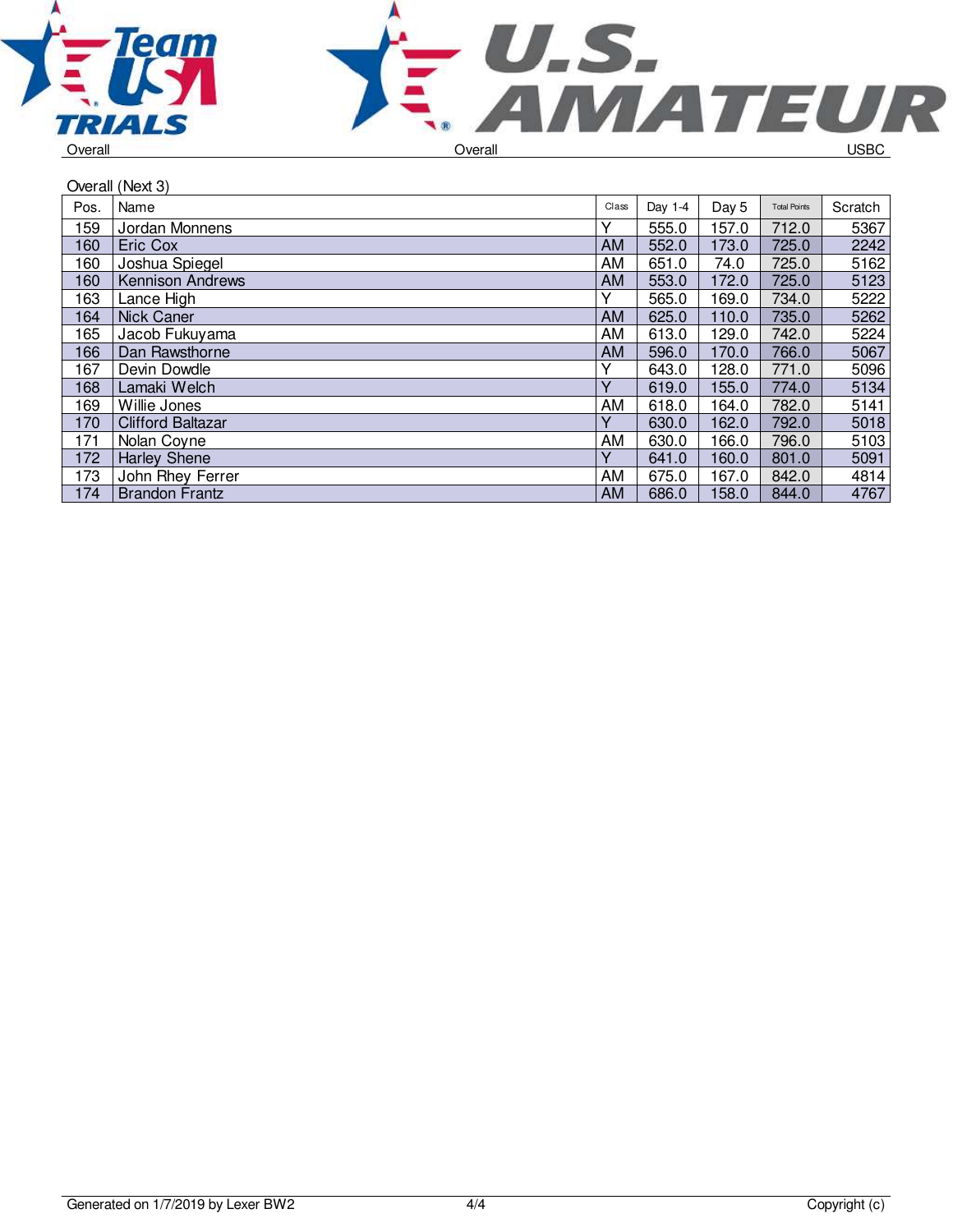Overall (Next 3)

| Pos. | Name | Class | Day 1-4 | Day 5 | Total Points | Scratch |
|---|---|---|---|---|---|---|
| 159 | Jordan Monnens | Y | 555.0 | 157.0 | 712.0 | 5367 |
| 160 | Eric Cox | AM | 552.0 | 173.0 | 725.0 | 2242 |
| 160 | Joshua Spiegel | AM | 651.0 | 74.0 | 725.0 | 5162 |
| 160 | Kennison Andrews | AM | 553.0 | 172.0 | 725.0 | 5123 |
| 163 | Lance High | Y | 565.0 | 169.0 | 734.0 | 5222 |
| 164 | Nick Caner | AM | 625.0 | 110.0 | 735.0 | 5262 |
| 165 | Jacob Fukuyama | AM | 613.0 | 129.0 | 742.0 | 5224 |
| 166 | Dan Rawsthorne | AM | 596.0 | 170.0 | 766.0 | 5067 |
| 167 | Devin Dowdle | Y | 643.0 | 128.0 | 771.0 | 5096 |
| 168 | Lamaki Welch | Y | 619.0 | 155.0 | 774.0 | 5134 |
| 169 | Willie Jones | AM | 618.0 | 164.0 | 782.0 | 5141 |
| 170 | Clifford Baltazar | Y | 630.0 | 162.0 | 792.0 | 5018 |
| 171 | Nolan Coyne | AM | 630.0 | 166.0 | 796.0 | 5103 |
| 172 | Harley Shene | Y | 641.0 | 160.0 | 801.0 | 5091 |
| 173 | John Rhey Ferrer | AM | 675.0 | 167.0 | 842.0 | 4814 |
| 174 | Brandon Frantz | AM | 686.0 | 158.0 | 844.0 | 4767 |